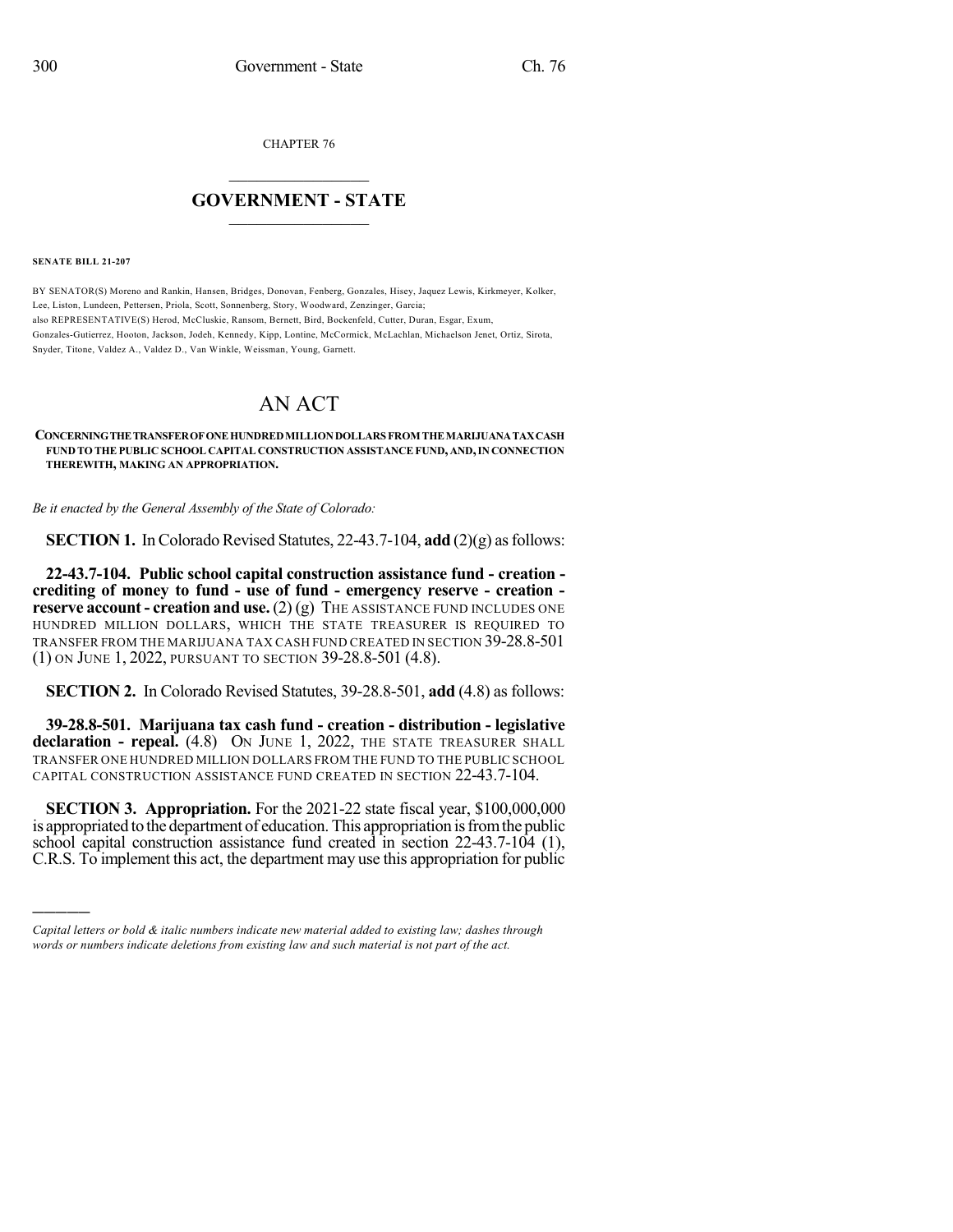CHAPTER 76

# GOVERNMENT - STATE

**SENATE BILL 21-207**

BY SENATOR(S) Moreno and Rankin, Hansen, Bridges, Donovan, Fenberg, Gonzales, Hisey, Jaquez Lewis, Kirkmeyer, Kolker, Lee, Liston, Lundeen, Pettersen, Priola, Scott, Sonnenberg, Story, Woodward, Zenzinger, Garcia;
also REPRESENTATIVE(S) Herod, McCluskie, Ransom, Bernett, Bird, Bockenfeld, Cutter, Duran, Esgar, Exum, Gonzales-Gutierrez, Hooton, Jackson, Jodeh, Kennedy, Kipp, Lontine, McCormick, McLachlan, Michaelson Jenet, Ortiz, Sirota, Snyder, Titone, Valdez A., Valdez D., Van Winkle, Weissman, Young, Garnett.

# AN ACT

**CONCERNING THE TRANSFER OF ONE HUNDRED MILLION DOLLARS FROM THE MARIJUANA TAX CASH FUND TO THE PUBLIC SCHOOL CAPITAL CONSTRUCTION ASSISTANCE FUND, AND, IN CONNECTION THEREWITH, MAKING AN APPROPRIATION.**

*Be it enacted by the General Assembly of the State of Colorado:*

**SECTION 1.** In Colorado Revised Statutes, 22-43.7-104, **add** (2)(g) as follows:

**22-43.7-104. Public school capital construction assistance fund - creation - crediting of money to fund - use of fund - emergency reserve - creation - reserve account - creation and use.** (2) (g) THE ASSISTANCE FUND INCLUDES ONE HUNDRED MILLION DOLLARS, WHICH THE STATE TREASURER IS REQUIRED TO TRANSFER FROM THE MARIJUANA TAX CASH FUND CREATED IN SECTION 39-28.8-501 (1) ON JUNE 1, 2022, PURSUANT TO SECTION 39-28.8-501 (4.8).

**SECTION 2.** In Colorado Revised Statutes, 39-28.8-501, **add** (4.8) as follows:

**39-28.8-501. Marijuana tax cash fund - creation - distribution - legislative declaration - repeal.** (4.8) ON JUNE 1, 2022, THE STATE TREASURER SHALL TRANSFER ONE HUNDRED MILLION DOLLARS FROM THE FUND TO THE PUBLIC SCHOOL CAPITAL CONSTRUCTION ASSISTANCE FUND CREATED IN SECTION 22-43.7-104.

**SECTION 3. Appropriation.** For the 2021-22 state fiscal year, $100,000,000 is appropriated to the department of education. This appropriation is from the public school capital construction assistance fund created in section 22-43.7-104 (1), C.R.S. To implement this act, the department may use this appropriation for public

---

*Capital letters or bold & italic numbers indicate new material added to existing law; dashes through words or numbers indicate deletions from existing law and such material is not part of the act.*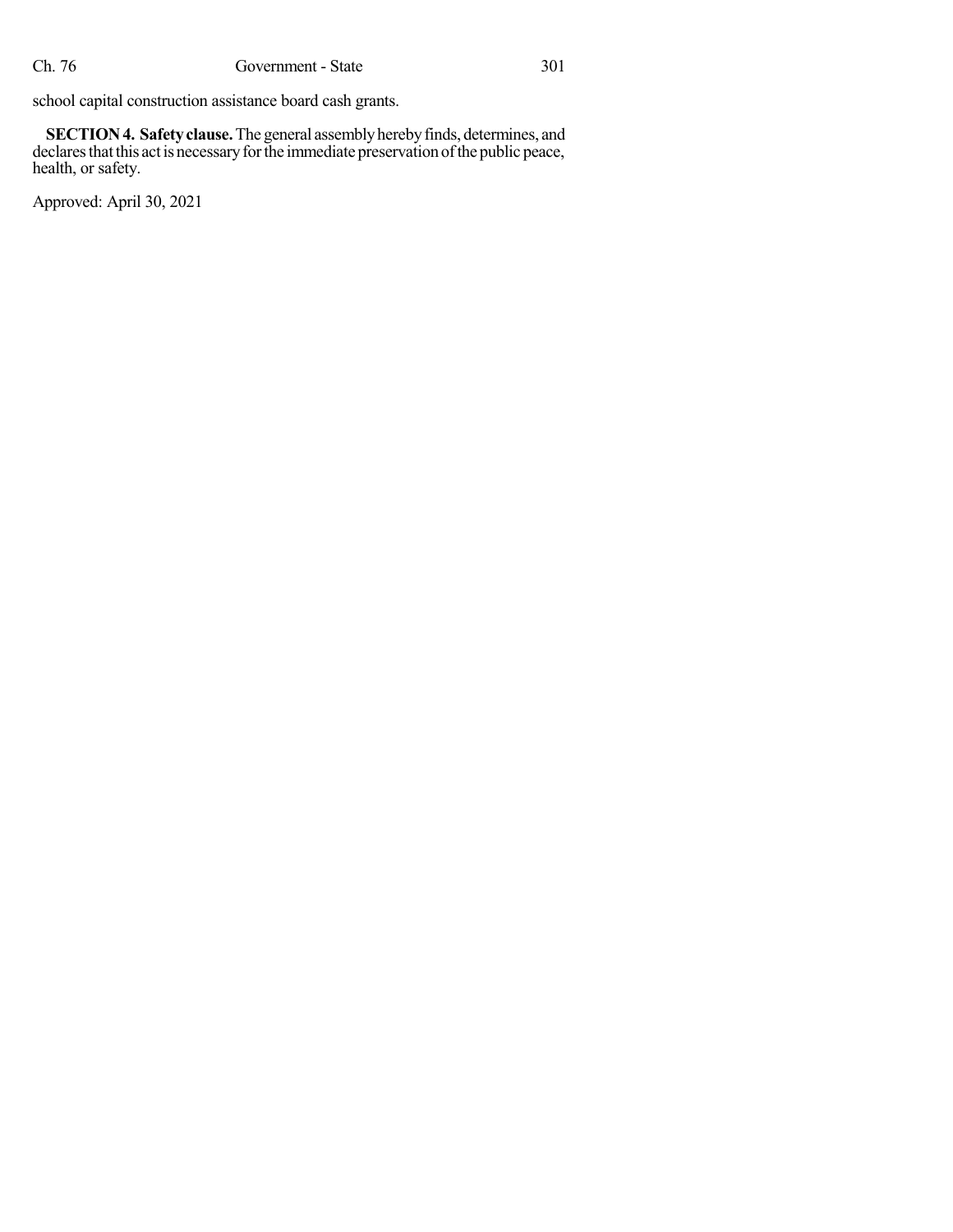school capital construction assistance board cash grants.

**SECTION 4. Safety clause.** The general assembly hereby finds, determines, and declares that this act is necessary for the immediate preservation of the public peace, health, or safety.

Approved: April 30, 2021